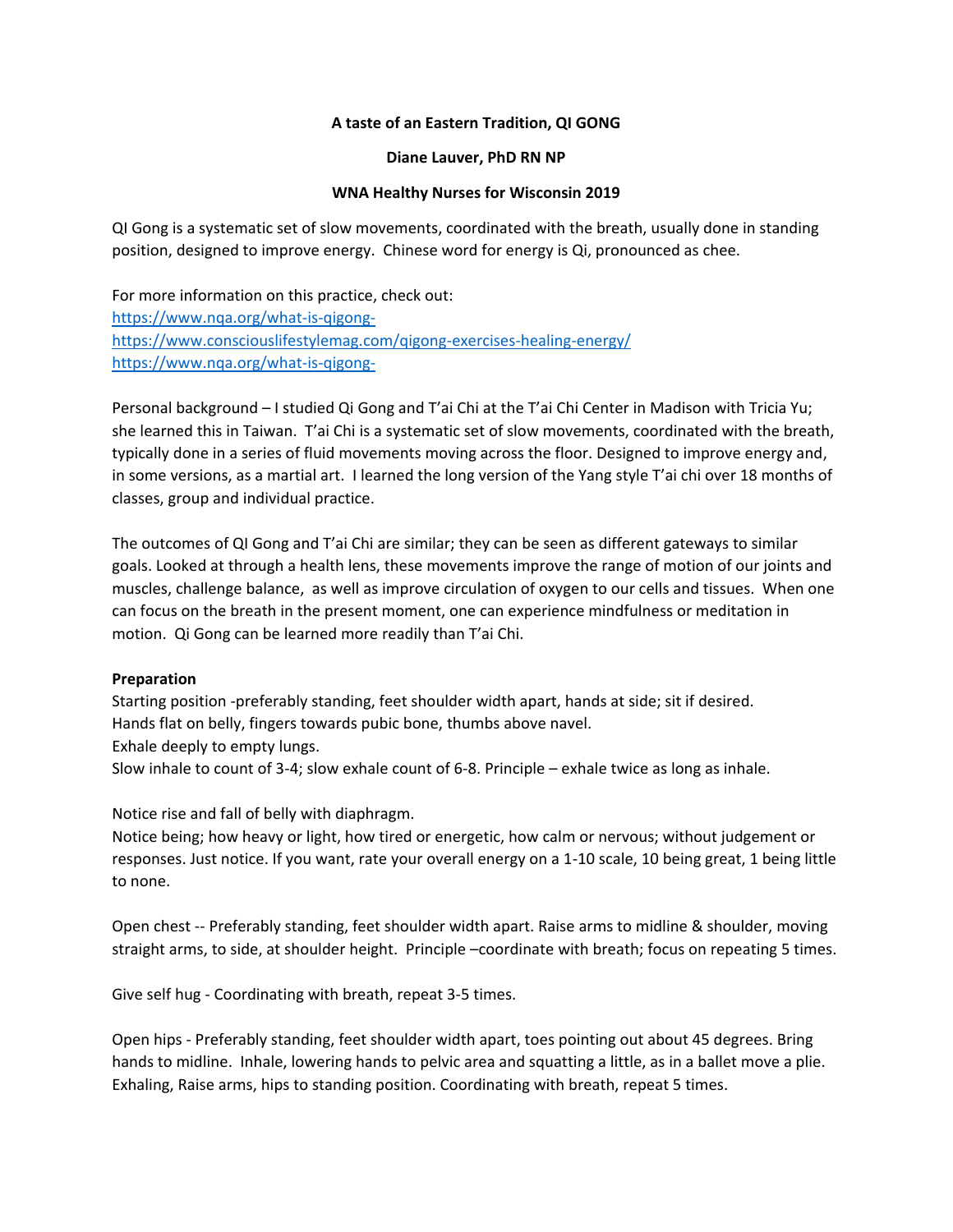**A taste of an Eastern Tradition, QI GONG**

**Diane Lauver, PhD RN NP**

**WNA Healthy Nurses for Wisconsin 2019**

QI Gong is a systematic set of slow movements, coordinated with the breath, usually done in standing position, designed to improve energy. Chinese word for energy is Qi, pronounced as chee.

For more information on this practice, check out:
https://www.nqa.org/what-is-qigong-
https://www.consciouslifestylemag.com/qigong-exercises-healing-energy/
https://www.nqa.org/what-is-qigong-

Personal background – I studied Qi Gong and T'ai Chi at the T'ai Chi Center in Madison with Tricia Yu; she learned this in Taiwan. T'ai Chi is a systematic set of slow movements, coordinated with the breath, typically done in a series of fluid movements moving across the floor. Designed to improve energy and, in some versions, as a martial art. I learned the long version of the Yang style T'ai chi over 18 months of classes, group and individual practice.

The outcomes of QI Gong and T'ai Chi are similar; they can be seen as different gateways to similar goals. Looked at through a health lens, these movements improve the range of motion of our joints and muscles, challenge balance, as well as improve circulation of oxygen to our cells and tissues. When one can focus on the breath in the present moment, one can experience mindfulness or meditation in motion. Qi Gong can be learned more readily than T'ai Chi.

**Preparation**

Starting position -preferably standing, feet shoulder width apart, hands at side; sit if desired.
Hands flat on belly, fingers towards pubic bone, thumbs above navel.
Exhale deeply to empty lungs.
Slow inhale to count of 3-4; slow exhale count of 6-8. Principle – exhale twice as long as inhale.

Notice rise and fall of belly with diaphragm.
Notice being; how heavy or light, how tired or energetic, how calm or nervous; without judgement or responses. Just notice. If you want, rate your overall energy on a 1-10 scale, 10 being great, 1 being little to none.

Open chest -- Preferably standing, feet shoulder width apart. Raise arms to midline & shoulder, moving straight arms, to side, at shoulder height. Principle –coordinate with breath; focus on repeating 5 times.

Give self hug - Coordinating with breath, repeat 3-5 times.

Open hips - Preferably standing, feet shoulder width apart, toes pointing out about 45 degrees. Bring hands to midline. Inhale, lowering hands to pelvic area and squatting a little, as in a ballet move a plie. Exhaling, Raise arms, hips to standing position. Coordinating with breath, repeat 5 times.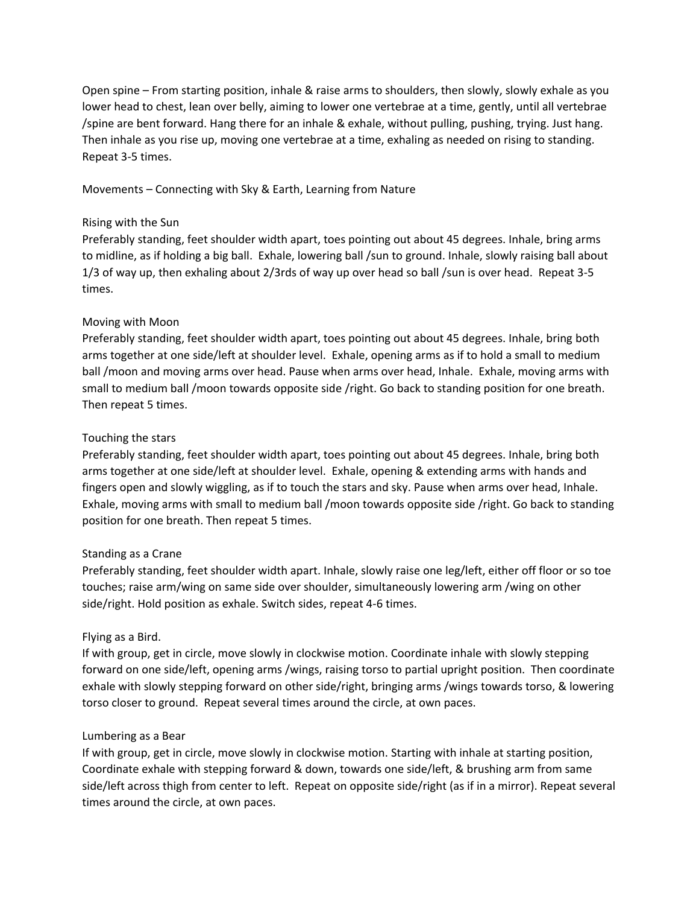Open spine – From starting position, inhale & raise arms to shoulders, then slowly, slowly exhale as you lower head to chest, lean over belly, aiming to lower one vertebrae at a time, gently, until all vertebrae /spine are bent forward. Hang there for an inhale & exhale, without pulling, pushing, trying. Just hang. Then inhale as you rise up, moving one vertebrae at a time, exhaling as needed on rising to standing. Repeat 3-5 times.

## Movements – Connecting with Sky & Earth, Learning from Nature

### Rising with the Sun

Preferably standing, feet shoulder width apart, toes pointing out about 45 degrees. Inhale, bring arms to midline, as if holding a big ball. Exhale, lowering ball /sun to ground. Inhale, slowly raising ball about 1/3 of way up, then exhaling about 2/3rds of way up over head so ball /sun is over head. Repeat 3-5 times.

### Moving with Moon

Preferably standing, feet shoulder width apart, toes pointing out about 45 degrees. Inhale, bring both arms together at one side/left at shoulder level. Exhale, opening arms as if to hold a small to medium ball /moon and moving arms over head. Pause when arms over head, Inhale. Exhale, moving arms with small to medium ball /moon towards opposite side /right. Go back to standing position for one breath. Then repeat 5 times.

### Touching the stars

Preferably standing, feet shoulder width apart, toes pointing out about 45 degrees. Inhale, bring both arms together at one side/left at shoulder level. Exhale, opening & extending arms with hands and fingers open and slowly wiggling, as if to touch the stars and sky. Pause when arms over head, Inhale. Exhale, moving arms with small to medium ball /moon towards opposite side /right. Go back to standing position for one breath. Then repeat 5 times.

### Standing as a Crane

Preferably standing, feet shoulder width apart. Inhale, slowly raise one leg/left, either off floor or so toe touches; raise arm/wing on same side over shoulder, simultaneously lowering arm /wing on other side/right. Hold position as exhale. Switch sides, repeat 4-6 times.

### Flying as a Bird.

If with group, get in circle, move slowly in clockwise motion. Coordinate inhale with slowly stepping forward on one side/left, opening arms /wings, raising torso to partial upright position. Then coordinate exhale with slowly stepping forward on other side/right, bringing arms /wings towards torso, & lowering torso closer to ground. Repeat several times around the circle, at own paces.

### Lumbering as a Bear

If with group, get in circle, move slowly in clockwise motion. Starting with inhale at starting position, Coordinate exhale with stepping forward & down, towards one side/left, & brushing arm from same side/left across thigh from center to left. Repeat on opposite side/right (as if in a mirror). Repeat several times around the circle, at own paces.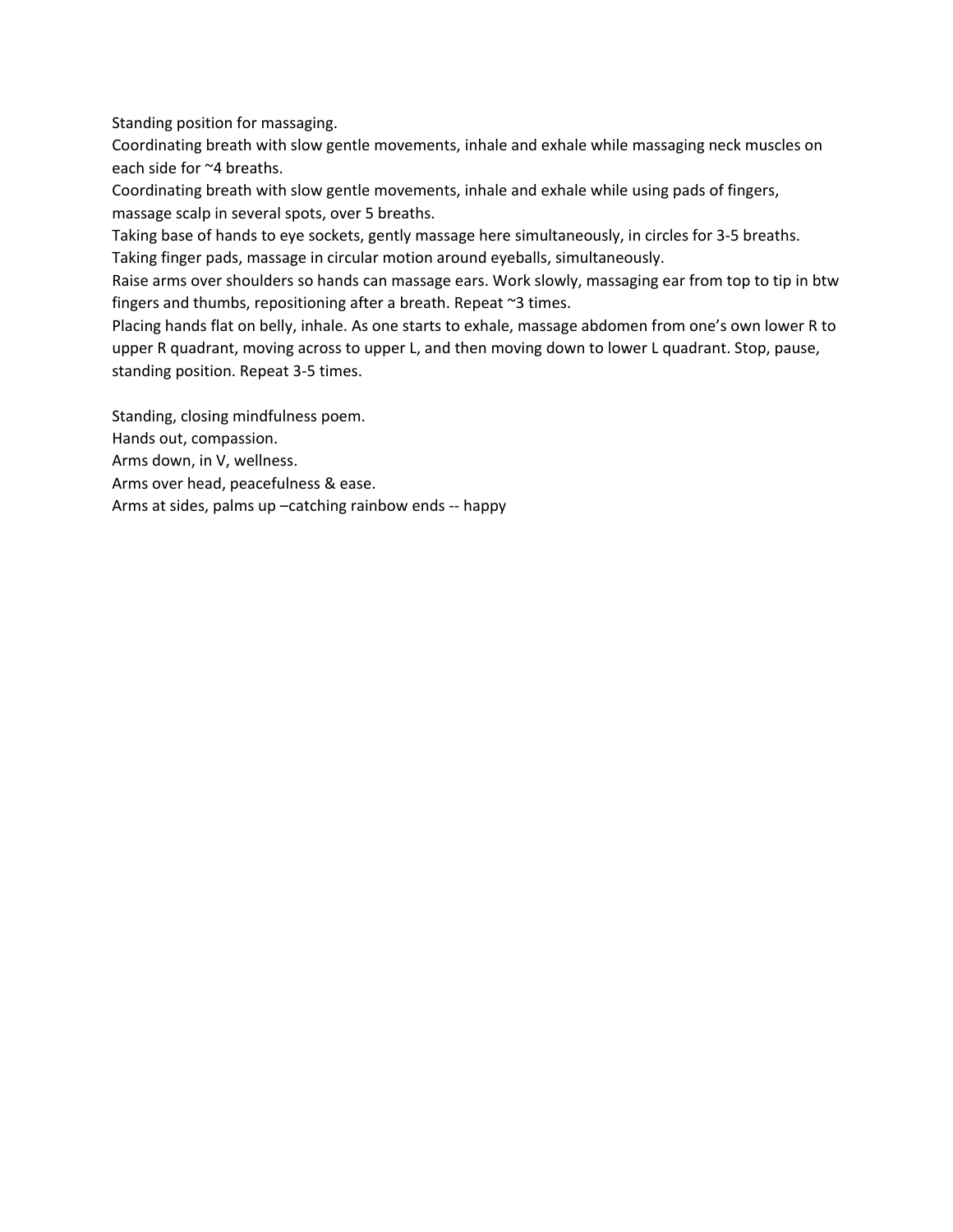Standing position for massaging.

Coordinating breath with slow gentle movements, inhale and exhale while massaging neck muscles on each side for ~4 breaths.

Coordinating breath with slow gentle movements, inhale and exhale while using pads of fingers, massage scalp in several spots, over 5 breaths.

Taking base of hands to eye sockets, gently massage here simultaneously, in circles for 3-5 breaths.

Taking finger pads, massage in circular motion around eyeballs, simultaneously.

Raise arms over shoulders so hands can massage ears. Work slowly, massaging ear from top to tip in btw fingers and thumbs, repositioning after a breath. Repeat ~3 times.

Placing hands flat on belly, inhale. As one starts to exhale, massage abdomen from one's own lower R to upper R quadrant, moving across to upper L, and then moving down to lower L quadrant. Stop, pause, standing position. Repeat 3-5 times.

Standing, closing mindfulness poem.

Hands out, compassion.

Arms down, in V, wellness.

Arms over head, peacefulness & ease.

Arms at sides, palms up –catching rainbow ends -- happy